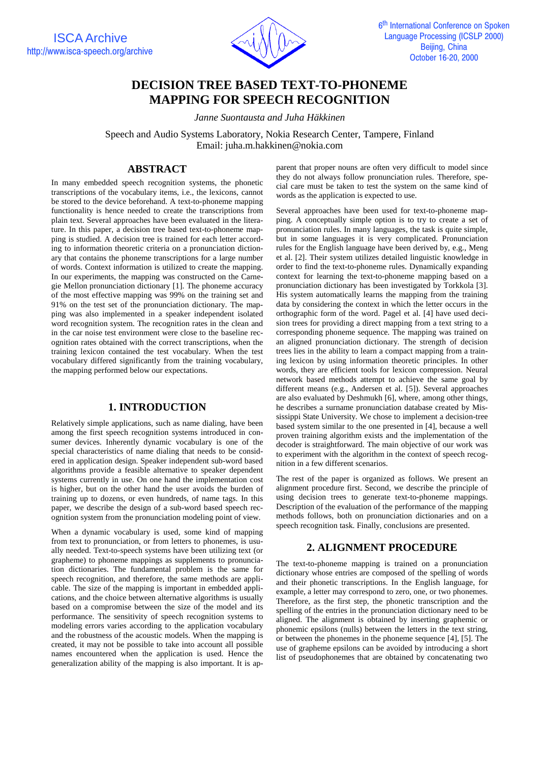# DECISION TREE BASED TEXT-TO-PHONEME MAPPING FOR SPEECH RECOGNITION

*Janne Suontausta and Juha Häkkinen*

Speech and Audio Systems Laboratory, Nokia Research Center, Tampere, Finland
Email: juha.m.hakkinen@nokia.com

## ABSTRACT

In many embedded speech recognition systems, the phonetic transcriptions of the vocabulary items, i.e., the lexicons, cannot be stored to the device beforehand. A text-to-phoneme mapping functionality is hence needed to create the transcriptions from plain text. Several approaches have been evaluated in the literature. In this paper, a decision tree based text-to-phoneme mapping is studied. A decision tree is trained for each letter according to information theoretic criteria on a pronunciation dictionary that contains the phoneme transcriptions for a large number of words. Context information is utilized to create the mapping. In our experiments, the mapping was constructed on the Carnegie Mellon pronunciation dictionary [1]. The phoneme accuracy of the most effective mapping was 99% on the training set and 91% on the test set of the pronunciation dictionary. The mapping was also implemented in a speaker independent isolated word recognition system. The recognition rates in the clean and in the car noise test environment were close to the baseline recognition rates obtained with the correct transcriptions, when the training lexicon contained the test vocabulary. When the test vocabulary differed significantly from the training vocabulary, the mapping performed below our expectations.

## 1. INTRODUCTION

Relatively simple applications, such as name dialing, have been among the first speech recognition systems introduced in consumer devices. Inherently dynamic vocabulary is one of the special characteristics of name dialing that needs to be considered in application design. Speaker independent sub-word based algorithms provide a feasible alternative to speaker dependent systems currently in use. On one hand the implementation cost is higher, but on the other hand the user avoids the burden of training up to dozens, or even hundreds, of name tags. In this paper, we describe the design of a sub-word based speech recognition system from the pronunciation modeling point of view.

When a dynamic vocabulary is used, some kind of mapping from text to pronunciation, or from letters to phonemes, is usually needed. Text-to-speech systems have been utilizing text (or grapheme) to phoneme mappings as supplements to pronunciation dictionaries. The fundamental problem is the same for speech recognition, and therefore, the same methods are applicable. The size of the mapping is important in embedded applications, and the choice between alternative algorithms is usually based on a compromise between the size of the model and its performance. The sensitivity of speech recognition systems to modeling errors varies according to the application vocabulary and the robustness of the acoustic models. When the mapping is created, it may not be possible to take into account all possible names encountered when the application is used. Hence the generalization ability of the mapping is also important. It is apparent that proper nouns are often very difficult to model since they do not always follow pronunciation rules. Therefore, special care must be taken to test the system on the same kind of words as the application is expected to use.

Several approaches have been used for text-to-phoneme mapping. A conceptually simple option is to try to create a set of pronunciation rules. In many languages, the task is quite simple, but in some languages it is very complicated. Pronunciation rules for the English language have been derived by, e.g., Meng et al. [2]. Their system utilizes detailed linguistic knowledge in order to find the text-to-phoneme rules. Dynamically expanding context for learning the text-to-phoneme mapping based on a pronunciation dictionary has been investigated by Torkkola [3]. His system automatically learns the mapping from the training data by considering the context in which the letter occurs in the orthographic form of the word. Pagel et al. [4] have used decision trees for providing a direct mapping from a text string to a corresponding phoneme sequence. The mapping was trained on an aligned pronunciation dictionary. The strength of decision trees lies in the ability to learn a compact mapping from a training lexicon by using information theoretic principles. In other words, they are efficient tools for lexicon compression. Neural network based methods attempt to achieve the same goal by different means (e.g., Andersen et al. [5]). Several approaches are also evaluated by Deshmukh [6], where, among other things, he describes a surname pronunciation database created by Mississippi State University. We chose to implement a decision-tree based system similar to the one presented in [4], because a well proven training algorithm exists and the implementation of the decoder is straightforward. The main objective of our work was to experiment with the algorithm in the context of speech recognition in a few different scenarios.

The rest of the paper is organized as follows. We present an alignment procedure first. Second, we describe the principle of using decision trees to generate text-to-phoneme mappings. Description of the evaluation of the performance of the mapping methods follows, both on pronunciation dictionaries and on a speech recognition task. Finally, conclusions are presented.

## 2. ALIGNMENT PROCEDURE

The text-to-phoneme mapping is trained on a pronunciation dictionary whose entries are composed of the spelling of words and their phonetic transcriptions. In the English language, for example, a letter may correspond to zero, one, or two phonemes. Therefore, as the first step, the phonetic transcription and the spelling of the entries in the pronunciation dictionary need to be aligned. The alignment is obtained by inserting graphemic or phonemic epsilons (nulls) between the letters in the text string, or between the phonemes in the phoneme sequence [4], [5]. The use of grapheme epsilons can be avoided by introducing a short list of pseudophonemes that are obtained by concatenating two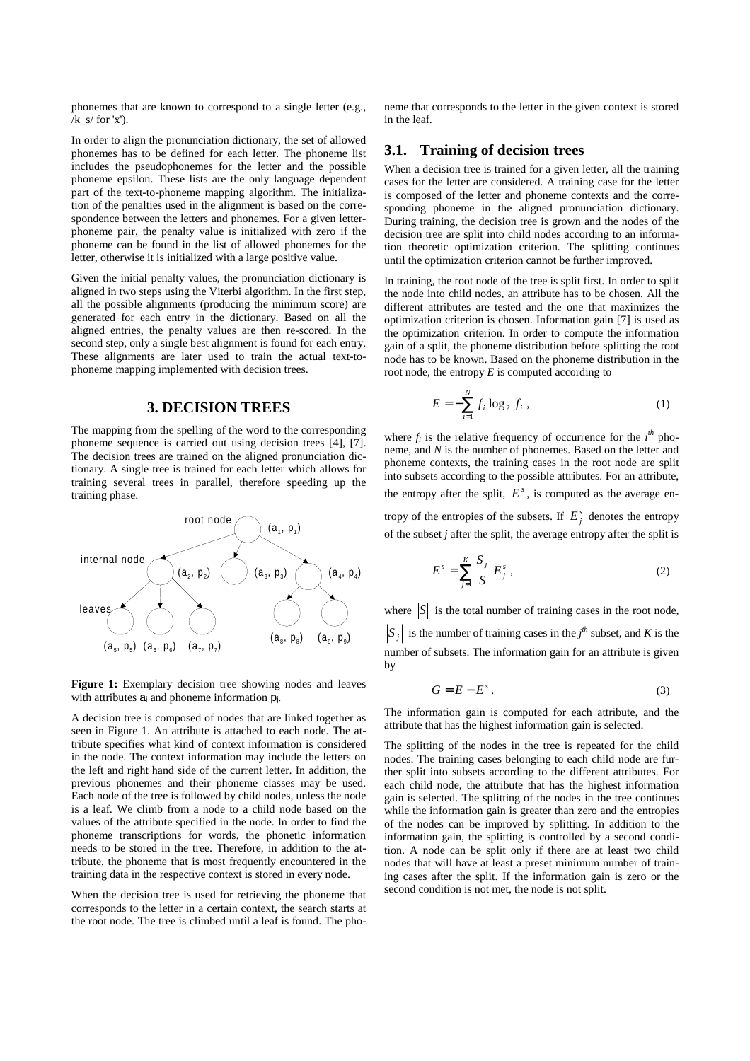phonemes that are known to correspond to a single letter (e.g., /k_s/ for 'x').

In order to align the pronunciation dictionary, the set of allowed phonemes has to be defined for each letter. The phoneme list includes the pseudophonemes for the letter and the possible phoneme epsilon. These lists are the only language dependent part of the text-to-phoneme mapping algorithm. The initialization of the penalties used in the alignment is based on the correspondence between the letters and phonemes. For a given letter-phoneme pair, the penalty value is initialized with zero if the phoneme can be found in the list of allowed phonemes for the letter, otherwise it is initialized with a large positive value.

Given the initial penalty values, the pronunciation dictionary is aligned in two steps using the Viterbi algorithm. In the first step, all the possible alignments (producing the minimum score) are generated for each entry in the dictionary. Based on all the aligned entries, the penalty values are then re-scored. In the second step, only a single best alignment is found for each entry. These alignments are later used to train the actual text-to-phoneme mapping implemented with decision trees.

## 3. DECISION TREES

The mapping from the spelling of the word to the corresponding phoneme sequence is carried out using decision trees [4], [7]. The decision trees are trained on the aligned pronunciation dictionary. A single tree is trained for each letter which allows for training several trees in parallel, therefore speeding up the training phase.

**Figure 1:** Exemplary decision tree showing nodes and leaves with attributes $a_i$ and phoneme information $p_j$.

A decision tree is composed of nodes that are linked together as seen in Figure 1. An attribute is attached to each node. The attribute specifies what kind of context information is considered in the node. The context information may include the letters on the left and right hand side of the current letter. In addition, the previous phonemes and their phoneme classes may be used. Each node of the tree is followed by child nodes, unless the node is a leaf. We climb from a node to a child node based on the values of the attribute specified in the node. In order to find the phoneme transcriptions for words, the phonetic information needs to be stored in the tree. Therefore, in addition to the attribute, the phoneme that is most frequently encountered in the training data in the respective context is stored in every node.

When the decision tree is used for retrieving the phoneme that corresponds to the letter in a certain context, the search starts at the root node. The tree is climbed until a leaf is found. The phoneme that corresponds to the letter in the given context is stored in the leaf.

### 3.1. Training of decision trees

When a decision tree is trained for a given letter, all the training cases for the letter are considered. A training case for the letter is composed of the letter and phoneme contexts and the corresponding phoneme in the aligned pronunciation dictionary. During training, the decision tree is grown and the nodes of the decision tree are split into child nodes according to an information theoretic optimization criterion. The splitting continues until the optimization criterion cannot be further improved.

In training, the root node of the tree is split first. In order to split the node into child nodes, an attribute has to be chosen. All the different attributes are tested and the one that maximizes the optimization criterion is chosen. Information gain [7] is used as the optimization criterion. In order to compute the information gain of a split, the phoneme distribution before splitting the root node has to be known. Based on the phoneme distribution in the root node, the entropy $E$ is computed according to

$$E = -\sum_{i=1}^{N} f_i \log_2 f_i \,, \tag{1}$$

where $f_i$ is the relative frequency of occurrence for the $i^{th}$ phoneme, and $N$ is the number of phonemes. Based on the letter and phoneme contexts, the training cases in the root node are split into subsets according to the possible attributes. For an attribute, the entropy after the split, $E^s$, is computed as the average entropy of the entropies of the subsets. If $E_j^s$ denotes the entropy of the subset $j$ after the split, the average entropy after the split is

$$E^s = \sum_{j=1}^{K} \frac{|S_j|}{|S|} E_j^s \,, \tag{2}$$

where $|S|$ is the total number of training cases in the root node, $|S_j|$ is the number of training cases in the $j^{th}$ subset, and $K$ is the number of subsets. The information gain for an attribute is given by

$$G = E - E^s \,. \tag{3}$$

The information gain is computed for each attribute, and the attribute that has the highest information gain is selected.

The splitting of the nodes in the tree is repeated for the child nodes. The training cases belonging to each child node are further split into subsets according to the different attributes. For each child node, the attribute that has the highest information gain is selected. The splitting of the nodes in the tree continues while the information gain is greater than zero and the entropies of the nodes can be improved by splitting. In addition to the information gain, the splitting is controlled by a second condition. A node can be split only if there are at least two child nodes that will have at least a preset minimum number of training cases after the split. If the information gain is zero or the second condition is not met, the node is not split.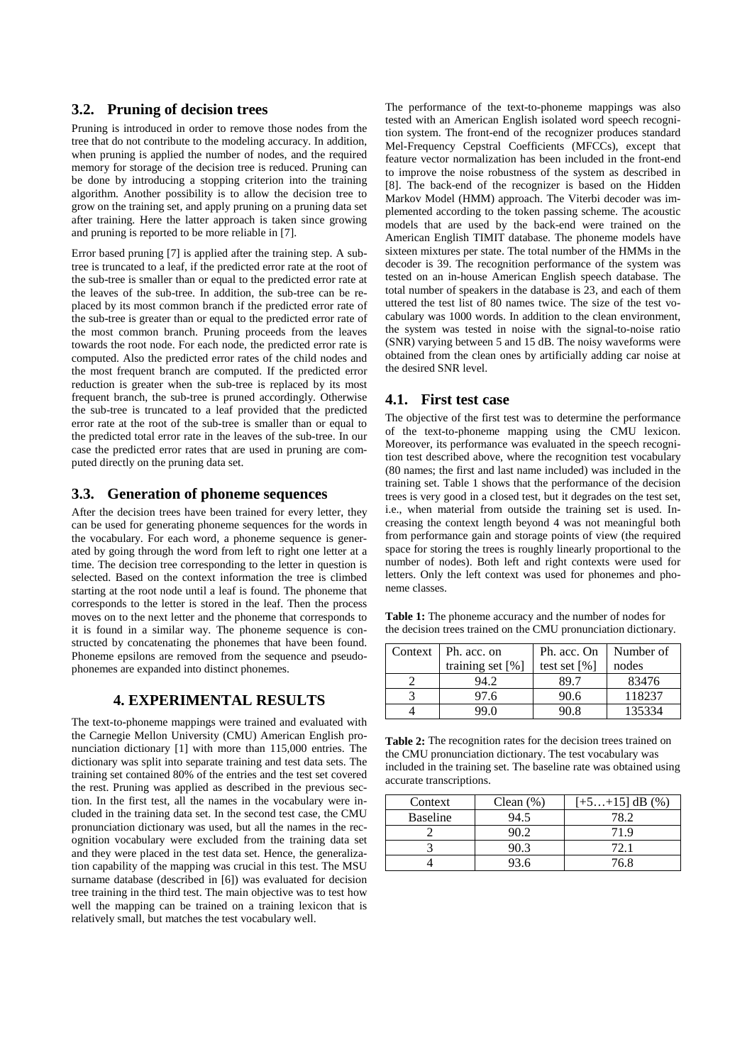### 3.2. Pruning of decision trees

Pruning is introduced in order to remove those nodes from the tree that do not contribute to the modeling accuracy. In addition, when pruning is applied the number of nodes, and the required memory for storage of the decision tree is reduced. Pruning can be done by introducing a stopping criterion into the training algorithm. Another possibility is to allow the decision tree to grow on the training set, and apply pruning on a pruning data set after training. Here the latter approach is taken since growing and pruning is reported to be more reliable in [7].

Error based pruning [7] is applied after the training step. A sub-tree is truncated to a leaf, if the predicted error rate at the root of the sub-tree is smaller than or equal to the predicted error rate at the leaves of the sub-tree. In addition, the sub-tree can be replaced by its most common branch if the predicted error rate of the sub-tree is greater than or equal to the predicted error rate of the most common branch. Pruning proceeds from the leaves towards the root node. For each node, the predicted error rate is computed. Also the predicted error rates of the child nodes and the most frequent branch are computed. If the predicted error reduction is greater when the sub-tree is replaced by its most frequent branch, the sub-tree is pruned accordingly. Otherwise the sub-tree is truncated to a leaf provided that the predicted error rate at the root of the sub-tree is smaller than or equal to the predicted total error rate in the leaves of the sub-tree. In our case the predicted error rates that are used in pruning are computed directly on the pruning data set.

### 3.3. Generation of phoneme sequences

After the decision trees have been trained for every letter, they can be used for generating phoneme sequences for the words in the vocabulary. For each word, a phoneme sequence is generated by going through the word from left to right one letter at a time. The decision tree corresponding to the letter in question is selected. Based on the context information the tree is climbed starting at the root node until a leaf is found. The phoneme that corresponds to the letter is stored in the leaf. Then the process moves on to the next letter and the phoneme that corresponds to it is found in a similar way. The phoneme sequence is constructed by concatenating the phonemes that have been found. Phoneme epsilons are removed from the sequence and pseudo-phonemes are expanded into distinct phonemes.

## 4. EXPERIMENTAL RESULTS

The text-to-phoneme mappings were trained and evaluated with the Carnegie Mellon University (CMU) American English pronunciation dictionary [1] with more than 115,000 entries. The dictionary was split into separate training and test data sets. The training set contained 80% of the entries and the test set covered the rest. Pruning was applied as described in the previous section. In the first test, all the names in the vocabulary were included in the training data set. In the second test case, the CMU pronunciation dictionary was used, but all the names in the recognition vocabulary were excluded from the training data set and they were placed in the test data set. Hence, the generalization capability of the mapping was crucial in this test. The MSU surname database (described in [6]) was evaluated for decision tree training in the third test. The main objective was to test how well the mapping can be trained on a training lexicon that is relatively small, but matches the test vocabulary well.

The performance of the text-to-phoneme mappings was also tested with an American English isolated word speech recognition system. The front-end of the recognizer produces standard Mel-Frequency Cepstral Coefficients (MFCCs), except that feature vector normalization has been included in the front-end to improve the noise robustness of the system as described in [8]. The back-end of the recognizer is based on the Hidden Markov Model (HMM) approach. The Viterbi decoder was implemented according to the token passing scheme. The acoustic models that are used by the back-end were trained on the American English TIMIT database. The phoneme models have sixteen mixtures per state. The total number of the HMMs in the decoder is 39. The recognition performance of the system was tested on an in-house American English speech database. The total number of speakers in the database is 23, and each of them uttered the test list of 80 names twice. The size of the test vocabulary was 1000 words. In addition to the clean environment, the system was tested in noise with the signal-to-noise ratio (SNR) varying between 5 and 15 dB. The noisy waveforms were obtained from the clean ones by artificially adding car noise at the desired SNR level.

### 4.1. First test case

The objective of the first test was to determine the performance of the text-to-phoneme mapping using the CMU lexicon. Moreover, its performance was evaluated in the speech recognition test described above, where the recognition test vocabulary (80 names; the first and last name included) was included in the training set. Table 1 shows that the performance of the decision trees is very good in a closed test, but it degrades on the test set, i.e., when material from outside the training set is used. Increasing the context length beyond 4 was not meaningful both from performance gain and storage points of view (the required space for storing the trees is roughly linearly proportional to the number of nodes). Both left and right contexts were used for letters. Only the left context was used for phonemes and phoneme classes.

**Table 1:** The phoneme accuracy and the number of nodes for the decision trees trained on the CMU pronunciation dictionary.

| Context | Ph. acc. on training set [%] | Ph. acc. On test set [%] | Number of nodes |
|---|---|---|---|
| 2 | 94.2 | 89.7 | 83476 |
| 3 | 97.6 | 90.6 | 118237 |
| 4 | 99.0 | 90.8 | 135334 |

**Table 2:** The recognition rates for the decision trees trained on the CMU pronunciation dictionary. The test vocabulary was included in the training set. The baseline rate was obtained using accurate transcriptions.

| Context | Clean (%) | [+5…+15] dB (%) |
|---|---|---|
| Baseline | 94.5 | 78.2 |
| 2 | 90.2 | 71.9 |
| 3 | 90.3 | 72.1 |
| 4 | 93.6 | 76.8 |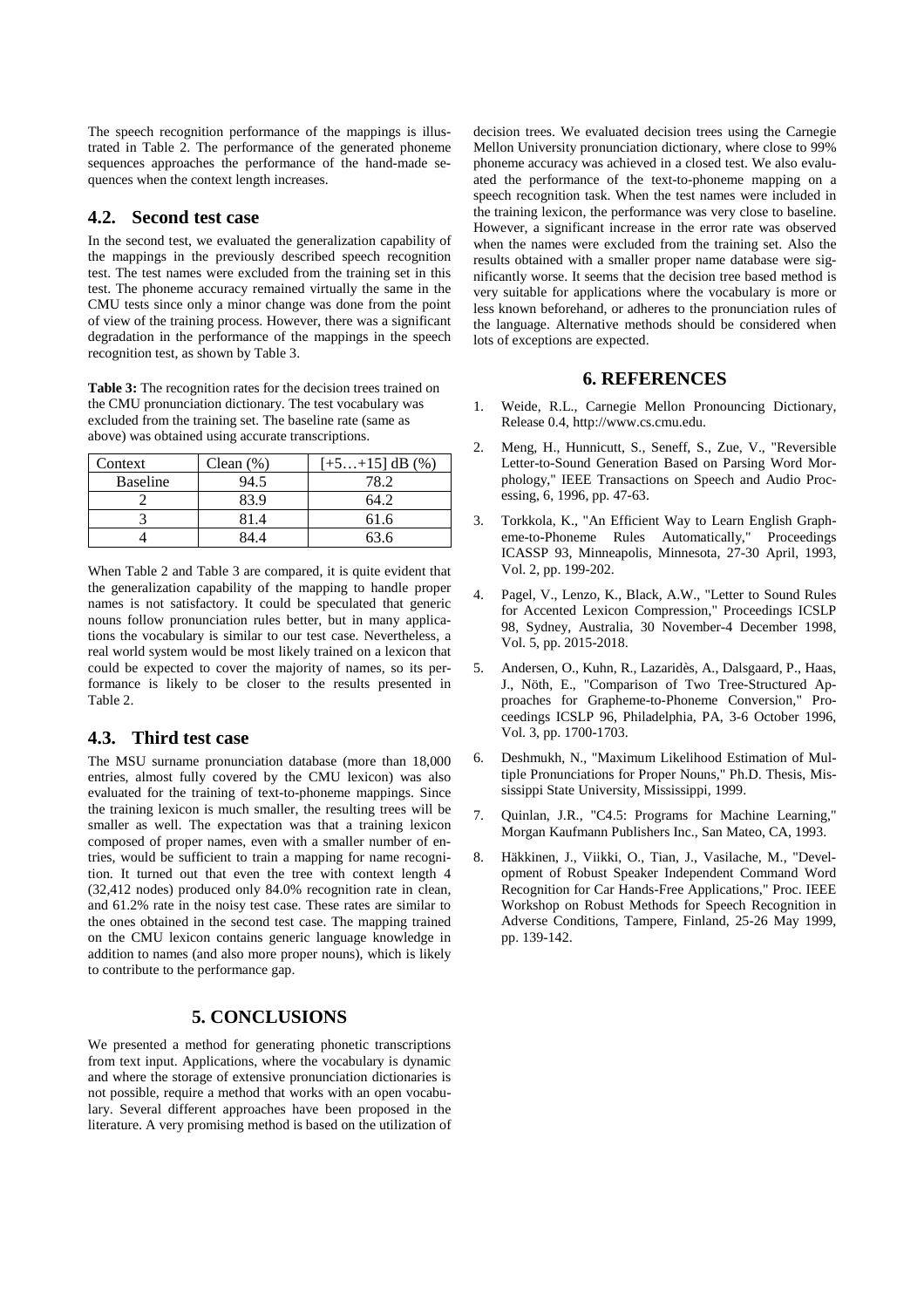The speech recognition performance of the mappings is illustrated in Table 2. The performance of the generated phoneme sequences approaches the performance of the hand-made sequences when the context length increases.

## 4.2. Second test case

In the second test, we evaluated the generalization capability of the mappings in the previously described speech recognition test. The test names were excluded from the training set in this test. The phoneme accuracy remained virtually the same in the CMU tests since only a minor change was done from the point of view of the training process. However, there was a significant degradation in the performance of the mappings in the speech recognition test, as shown by Table 3.

**Table 3:** The recognition rates for the decision trees trained on the CMU pronunciation dictionary. The test vocabulary was excluded from the training set. The baseline rate (same as above) was obtained using accurate transcriptions.

| Context | Clean (%) | [+5…+15] dB (%) |
|---|---|---|
| Baseline | 94.5 | 78.2 |
| 2 | 83.9 | 64.2 |
| 3 | 81.4 | 61.6 |
| 4 | 84.4 | 63.6 |

When Table 2 and Table 3 are compared, it is quite evident that the generalization capability of the mapping to handle proper names is not satisfactory. It could be speculated that generic nouns follow pronunciation rules better, but in many applications the vocabulary is similar to our test case. Nevertheless, a real world system would be most likely trained on a lexicon that could be expected to cover the majority of names, so its performance is likely to be closer to the results presented in Table 2.

## 4.3. Third test case

The MSU surname pronunciation database (more than 18,000 entries, almost fully covered by the CMU lexicon) was also evaluated for the training of text-to-phoneme mappings. Since the training lexicon is much smaller, the resulting trees will be smaller as well. The expectation was that a training lexicon composed of proper names, even with a smaller number of entries, would be sufficient to train a mapping for name recognition. It turned out that even the tree with context length 4 (32,412 nodes) produced only 84.0% recognition rate in clean, and 61.2% rate in the noisy test case. These rates are similar to the ones obtained in the second test case. The mapping trained on the CMU lexicon contains generic language knowledge in addition to names (and also more proper nouns), which is likely to contribute to the performance gap.

# 5. CONCLUSIONS

We presented a method for generating phonetic transcriptions from text input. Applications, where the vocabulary is dynamic and where the storage of extensive pronunciation dictionaries is not possible, require a method that works with an open vocabulary. Several different approaches have been proposed in the literature. A very promising method is based on the utilization of decision trees. We evaluated decision trees using the Carnegie Mellon University pronunciation dictionary, where close to 99% phoneme accuracy was achieved in a closed test. We also evaluated the performance of the text-to-phoneme mapping on a speech recognition task. When the test names were included in the training lexicon, the performance was very close to baseline. However, a significant increase in the error rate was observed when the names were excluded from the training set. Also the results obtained with a smaller proper name database were significantly worse. It seems that the decision tree based method is very suitable for applications where the vocabulary is more or less known beforehand, or adheres to the pronunciation rules of the language. Alternative methods should be considered when lots of exceptions are expected.

# 6. REFERENCES

1. Weide, R.L., Carnegie Mellon Pronouncing Dictionary, Release 0.4, http://www.cs.cmu.edu.
2. Meng, H., Hunnicutt, S., Seneff, S., Zue, V., "Reversible Letter-to-Sound Generation Based on Parsing Word Morphology," IEEE Transactions on Speech and Audio Processing, 6, 1996, pp. 47-63.
3. Torkkola, K., "An Efficient Way to Learn English Grapheme-to-Phoneme Rules Automatically," Proceedings ICASSP 93, Minneapolis, Minnesota, 27-30 April, 1993, Vol. 2, pp. 199-202.
4. Pagel, V., Lenzo, K., Black, A.W., "Letter to Sound Rules for Accented Lexicon Compression," Proceedings ICSLP 98, Sydney, Australia, 30 November-4 December 1998, Vol. 5, pp. 2015-2018.
5. Andersen, O., Kuhn, R., Lazaridès, A., Dalsgaard, P., Haas, J., Nöth, E., "Comparison of Two Tree-Structured Approaches for Grapheme-to-Phoneme Conversion," Proceedings ICSLP 96, Philadelphia, PA, 3-6 October 1996, Vol. 3, pp. 1700-1703.
6. Deshmukh, N., "Maximum Likelihood Estimation of Multiple Pronunciations for Proper Nouns," Ph.D. Thesis, Mississippi State University, Mississippi, 1999.
7. Quinlan, J.R., "C4.5: Programs for Machine Learning," Morgan Kaufmann Publishers Inc., San Mateo, CA, 1993.
8. Häkkinen, J., Viikki, O., Tian, J., Vasilache, M., "Development of Robust Speaker Independent Command Word Recognition for Car Hands-Free Applications," Proc. IEEE Workshop on Robust Methods for Speech Recognition in Adverse Conditions, Tampere, Finland, 25-26 May 1999, pp. 139-142.